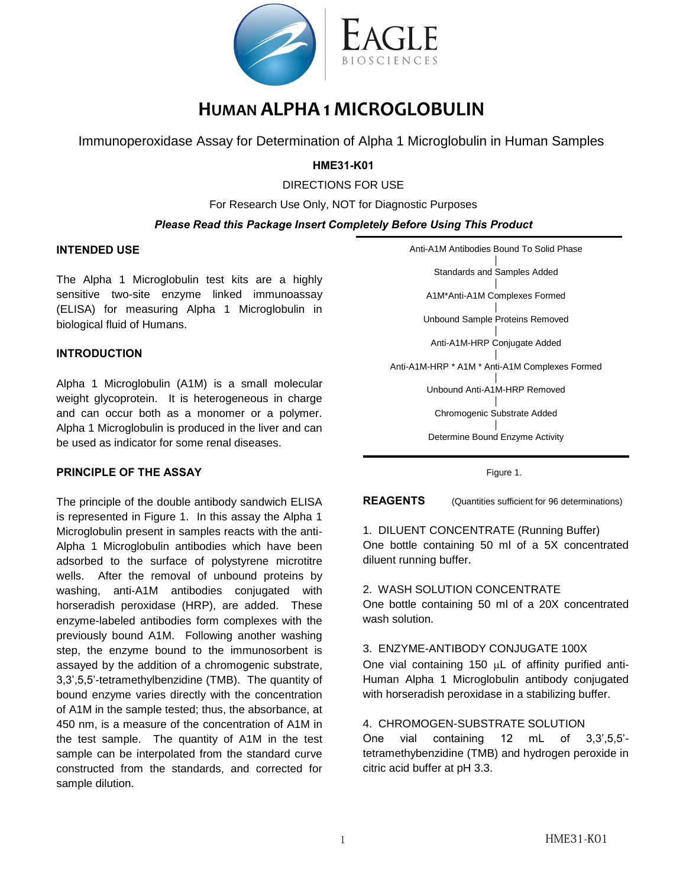# HUMAN ALPHA 1 MICROGLOBULIN

Immunoperoxidase Assay for Determination of Alpha 1 Microglobulin in Human Samples

**HME31-K01**

DIRECTIONS FOR USE

For Research Use Only, NOT for Diagnostic Purposes

***Please Read this Package Insert Completely Before Using This Product***

## INTENDED USE

The Alpha 1 Microglobulin test kits are a highly sensitive two-site enzyme linked immunoassay (ELISA) for measuring Alpha 1 Microglobulin in biological fluid of Humans.

## INTRODUCTION

Alpha 1 Microglobulin (A1M) is a small molecular weight glycoprotein. It is heterogeneous in charge and can occur both as a monomer or a polymer. Alpha 1 Microglobulin is produced in the liver and can be used as indicator for some renal diseases.

## PRINCIPLE OF THE ASSAY

The principle of the double antibody sandwich ELISA is represented in Figure 1. In this assay the Alpha 1 Microglobulin present in samples reacts with the anti-Alpha 1 Microglobulin antibodies which have been adsorbed to the surface of polystyrene microtitre wells. After the removal of unbound proteins by washing, anti-A1M antibodies conjugated with horseradish peroxidase (HRP), are added. These enzyme-labeled antibodies form complexes with the previously bound A1M. Following another washing step, the enzyme bound to the immunosorbent is assayed by the addition of a chromogenic substrate, 3,3',5,5'-tetramethylbenzidine (TMB). The quantity of bound enzyme varies directly with the concentration of A1M in the sample tested; thus, the absorbance, at 450 nm, is a measure of the concentration of A1M in the test sample. The quantity of A1M in the test sample can be interpolated from the standard curve constructed from the standards, and corrected for sample dilution.

Anti-A1M Antibodies Bound To Solid Phase
|
Standards and Samples Added
|
A1M*Anti-A1M Complexes Formed
|
Unbound Sample Proteins Removed
|
Anti-A1M-HRP Conjugate Added
|
Anti-A1M-HRP * A1M * Anti-A1M Complexes Formed
|
Unbound Anti-A1M-HRP Removed
|
Chromogenic Substrate Added
|
Determine Bound Enzyme Activity

Figure 1.

## REAGENTS (Quantities sufficient for 96 determinations)

1. DILUENT CONCENTRATE (Running Buffer)
One bottle containing 50 ml of a 5X concentrated diluent running buffer.

2. WASH SOLUTION CONCENTRATE
One bottle containing 50 ml of a 20X concentrated wash solution.

3. ENZYME-ANTIBODY CONJUGATE 100X
One vial containing 150 µL of affinity purified anti-Human Alpha 1 Microglobulin antibody conjugated with horseradish peroxidase in a stabilizing buffer.

4. CHROMOGEN-SUBSTRATE SOLUTION
One vial containing 12 mL of 3,3',5,5'-tetramethylbenzidine (TMB) and hydrogen peroxide in citric acid buffer at pH 3.3.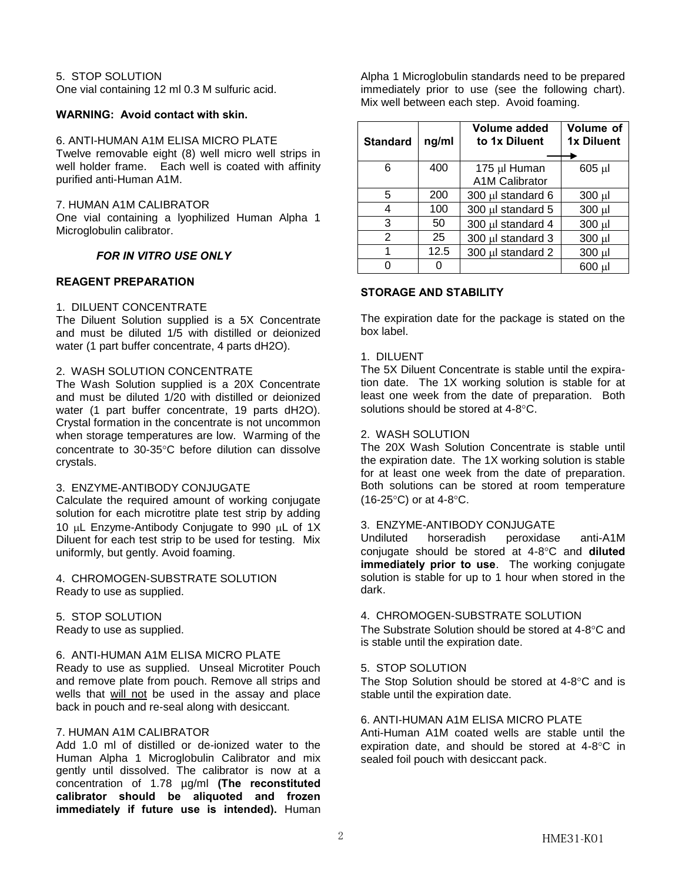5. STOP SOLUTION
One vial containing 12 ml 0.3 M sulfuric acid.

**WARNING: Avoid contact with skin.**

6. ANTI-HUMAN A1M ELISA MICRO PLATE
Twelve removable eight (8) well micro well strips in well holder frame. Each well is coated with affinity purified anti-Human A1M.

7. HUMAN A1M CALIBRATOR
One vial containing a lyophilized Human Alpha 1 Microglobulin calibrator.

***FOR IN VITRO USE ONLY***

## REAGENT PREPARATION

1. DILUENT CONCENTRATE
The Diluent Solution supplied is a 5X Concentrate and must be diluted 1/5 with distilled or deionized water (1 part buffer concentrate, 4 parts dH2O).

2. WASH SOLUTION CONCENTRATE
The Wash Solution supplied is a 20X Concentrate and must be diluted 1/20 with distilled or deionized water (1 part buffer concentrate, 19 parts dH2O). Crystal formation in the concentrate is not uncommon when storage temperatures are low. Warming of the concentrate to 30-35°C before dilution can dissolve crystals.

3. ENZYME-ANTIBODY CONJUGATE
Calculate the required amount of working conjugate solution for each microtitre plate test strip by adding 10 μL Enzyme-Antibody Conjugate to 990 μL of 1X Diluent for each test strip to be used for testing. Mix uniformly, but gently. Avoid foaming.

4. CHROMOGEN-SUBSTRATE SOLUTION
Ready to use as supplied.

5. STOP SOLUTION
Ready to use as supplied.

6. ANTI-HUMAN A1M ELISA MICRO PLATE
Ready to use as supplied. Unseal Microtiter Pouch and remove plate from pouch. Remove all strips and wells that will not be used in the assay and place back in pouch and re-seal along with desiccant.

7. HUMAN A1M CALIBRATOR
Add 1.0 ml of distilled or de-ionized water to the Human Alpha 1 Microglobulin Calibrator and mix gently until dissolved. The calibrator is now at a concentration of 1.78 µg/ml **(The reconstituted calibrator should be aliquoted and frozen immediately if future use is intended).** Human Alpha 1 Microglobulin standards need to be prepared immediately prior to use (see the following chart). Mix well between each step. Avoid foaming.

| Standard | ng/ml | Volume added to 1x Diluent | Volume of 1x Diluent |
|---|---|---|---|
| 6 | 400 | 175 μl Human A1M Calibrator | 605 μl |
| 5 | 200 | 300 μl standard 6 | 300 μl |
| 4 | 100 | 300 μl standard 5 | 300 μl |
| 3 | 50 | 300 μl standard 4 | 300 μl |
| 2 | 25 | 300 μl standard 3 | 300 μl |
| 1 | 12.5 | 300 μl standard 2 | 300 μl |
| 0 | 0 | | 600 μl |

## STORAGE AND STABILITY

The expiration date for the package is stated on the box label.

1. DILUENT
The 5X Diluent Concentrate is stable until the expiration date. The 1X working solution is stable for at least one week from the date of preparation. Both solutions should be stored at 4-8°C.

2. WASH SOLUTION
The 20X Wash Solution Concentrate is stable until the expiration date. The 1X working solution is stable for at least one week from the date of preparation. Both solutions can be stored at room temperature (16-25°C) or at 4-8°C.

3. ENZYME-ANTIBODY CONJUGATE
Undiluted horseradish peroxidase anti-A1M conjugate should be stored at 4-8°C and **diluted immediately prior to use**. The working conjugate solution is stable for up to 1 hour when stored in the dark.

4. CHROMOGEN-SUBSTRATE SOLUTION
The Substrate Solution should be stored at 4-8°C and is stable until the expiration date.

5. STOP SOLUTION
The Stop Solution should be stored at 4-8°C and is stable until the expiration date.

6. ANTI-HUMAN A1M ELISA MICRO PLATE
Anti-Human A1M coated wells are stable until the expiration date, and should be stored at 4-8°C in sealed foil pouch with desiccant pack.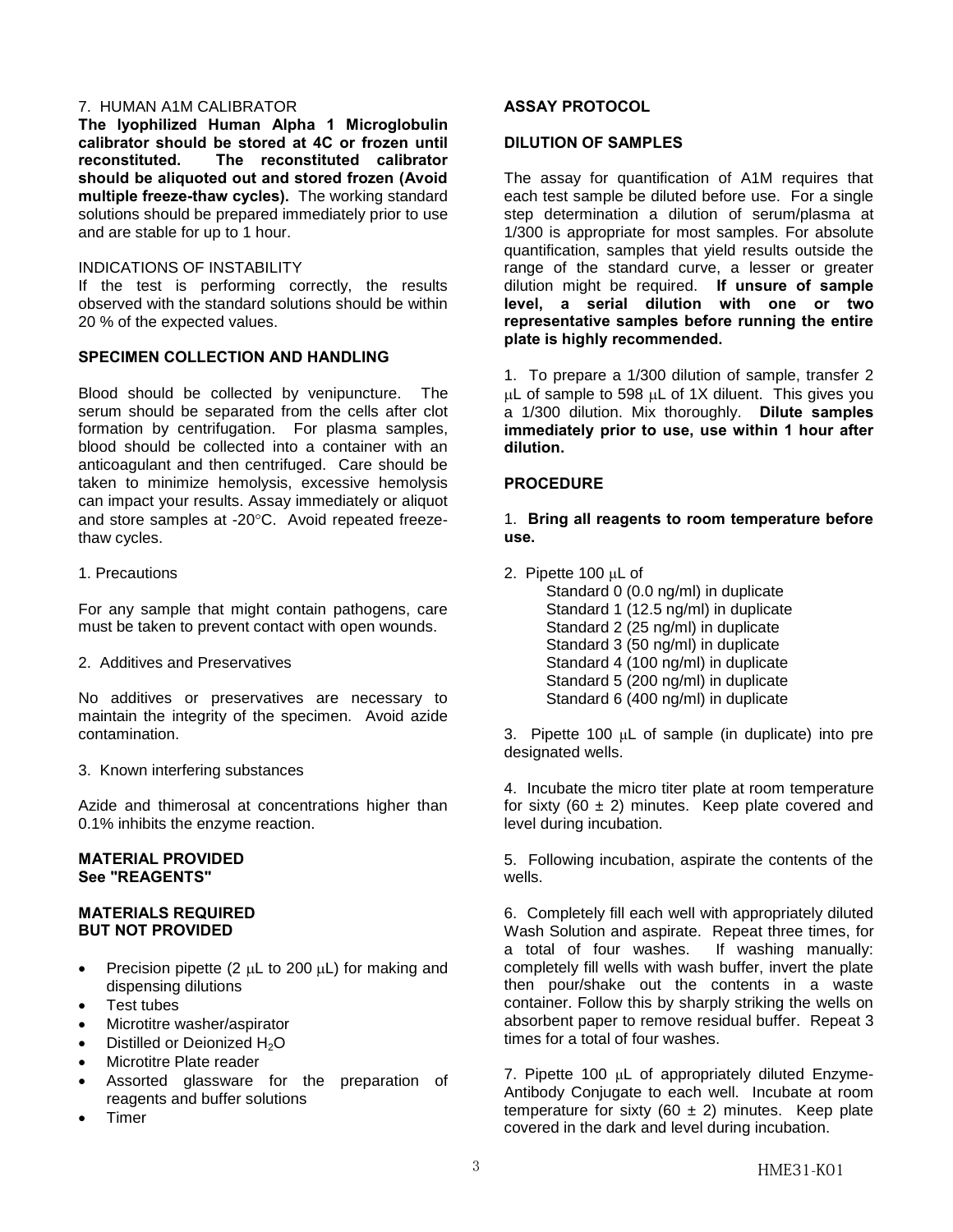7. HUMAN A1M CALIBRATOR

**The lyophilized Human Alpha 1 Microglobulin calibrator should be stored at 4C or frozen until reconstituted. The reconstituted calibrator should be aliquoted out and stored frozen (Avoid multiple freeze-thaw cycles).** The working standard solutions should be prepared immediately prior to use and are stable for up to 1 hour.

INDICATIONS OF INSTABILITY

If the test is performing correctly, the results observed with the standard solutions should be within 20 % of the expected values.

## SPECIMEN COLLECTION AND HANDLING

Blood should be collected by venipuncture. The serum should be separated from the cells after clot formation by centrifugation. For plasma samples, blood should be collected into a container with an anticoagulant and then centrifuged. Care should be taken to minimize hemolysis, excessive hemolysis can impact your results. Assay immediately or aliquot and store samples at -20°C. Avoid repeated freeze-thaw cycles.

1. Precautions

For any sample that might contain pathogens, care must be taken to prevent contact with open wounds.

2. Additives and Preservatives

No additives or preservatives are necessary to maintain the integrity of the specimen. Avoid azide contamination.

3. Known interfering substances

Azide and thimerosal at concentrations higher than 0.1% inhibits the enzyme reaction.

## MATERIAL PROVIDED
**See "REAGENTS"**

## MATERIALS REQUIRED BUT NOT PROVIDED

- Precision pipette (2 μL to 200 μL) for making and dispensing dilutions
- Test tubes
- Microtitre washer/aspirator
- Distilled or Deionized $H_2O$
- Microtitre Plate reader
- Assorted glassware for the preparation of reagents and buffer solutions
- Timer

## ASSAY PROTOCOL

## DILUTION OF SAMPLES

The assay for quantification of A1M requires that each test sample be diluted before use. For a single step determination a dilution of serum/plasma at 1/300 is appropriate for most samples. For absolute quantification, samples that yield results outside the range of the standard curve, a lesser or greater dilution might be required. **If unsure of sample level, a serial dilution with one or two representative samples before running the entire plate is highly recommended.**

1. To prepare a 1/300 dilution of sample, transfer 2 μL of sample to 598 μL of 1X diluent. This gives you a 1/300 dilution. Mix thoroughly. **Dilute samples immediately prior to use, use within 1 hour after dilution.**

## PROCEDURE

1. **Bring all reagents to room temperature before use.**

2. Pipette 100 μL of
   Standard 0 (0.0 ng/ml) in duplicate
   Standard 1 (12.5 ng/ml) in duplicate
   Standard 2 (25 ng/ml) in duplicate
   Standard 3 (50 ng/ml) in duplicate
   Standard 4 (100 ng/ml) in duplicate
   Standard 5 (200 ng/ml) in duplicate
   Standard 6 (400 ng/ml) in duplicate

3. Pipette 100 μL of sample (in duplicate) into pre designated wells.

4. Incubate the micro titer plate at room temperature for sixty (60 ± 2) minutes. Keep plate covered and level during incubation.

5. Following incubation, aspirate the contents of the wells.

6. Completely fill each well with appropriately diluted Wash Solution and aspirate. Repeat three times, for a total of four washes. If washing manually: completely fill wells with wash buffer, invert the plate then pour/shake out the contents in a waste container. Follow this by sharply striking the wells on absorbent paper to remove residual buffer. Repeat 3 times for a total of four washes.

7. Pipette 100 μL of appropriately diluted Enzyme-Antibody Conjugate to each well. Incubate at room temperature for sixty (60 ± 2) minutes. Keep plate covered in the dark and level during incubation.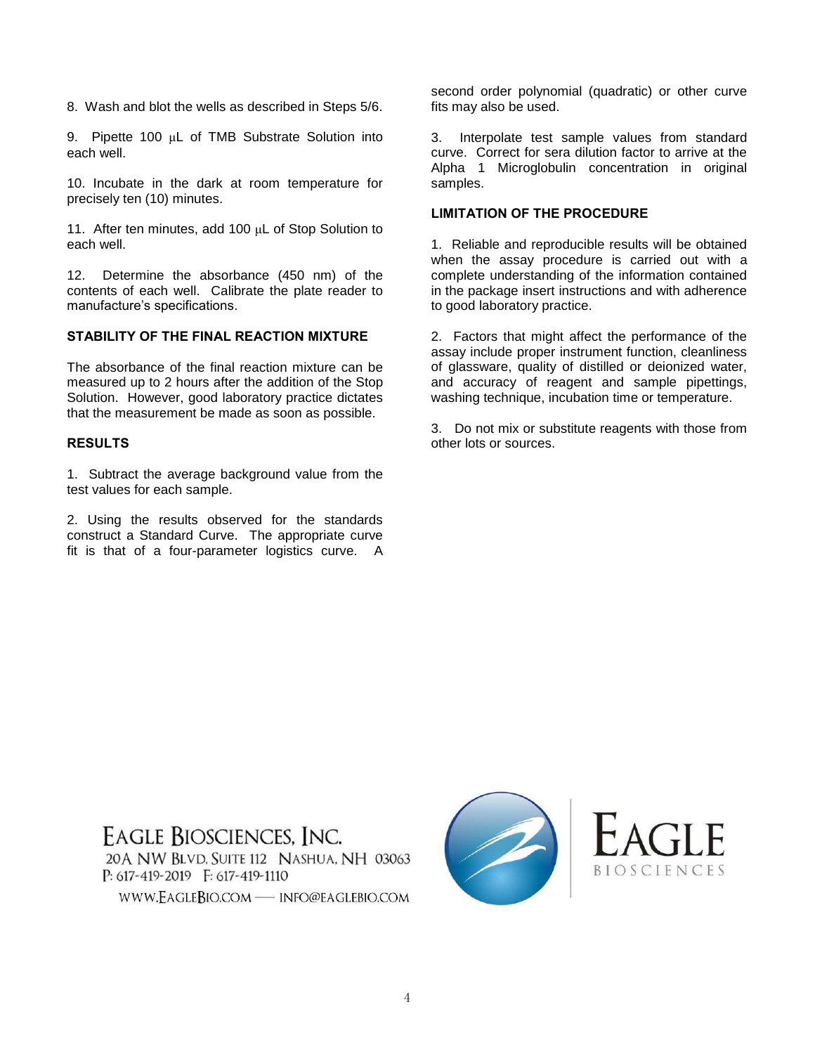8. Wash and blot the wells as described in Steps 5/6.

9. Pipette 100 µL of TMB Substrate Solution into each well.

10. Incubate in the dark at room temperature for precisely ten (10) minutes.

11. After ten minutes, add 100 µL of Stop Solution to each well.

12. Determine the absorbance (450 nm) of the contents of each well. Calibrate the plate reader to manufacture's specifications.

**STABILITY OF THE FINAL REACTION MIXTURE**

The absorbance of the final reaction mixture can be measured up to 2 hours after the addition of the Stop Solution. However, good laboratory practice dictates that the measurement be made as soon as possible.

**RESULTS**

1. Subtract the average background value from the test values for each sample.

2. Using the results observed for the standards construct a Standard Curve. The appropriate curve fit is that of a four-parameter logistics curve. A second order polynomial (quadratic) or other curve fits may also be used.

3. Interpolate test sample values from standard curve. Correct for sera dilution factor to arrive at the Alpha 1 Microglobulin concentration in original samples.

**LIMITATION OF THE PROCEDURE**

1. Reliable and reproducible results will be obtained when the assay procedure is carried out with a complete understanding of the information contained in the package insert instructions and with adherence to good laboratory practice.

2. Factors that might affect the performance of the assay include proper instrument function, cleanliness of glassware, quality of distilled or deionized water, and accuracy of reagent and sample pipettings, washing technique, incubation time or temperature.

3. Do not mix or substitute reagents with those from other lots or sources.

EAGLE BIOSCIENCES, INC.
20A NW BLVD. SUITE 112 NASHUA, NH 03063
P: 617-419-2019 F: 617-419-1110
WWW.EAGLEBIO.COM — INFO@EAGLEBIO.COM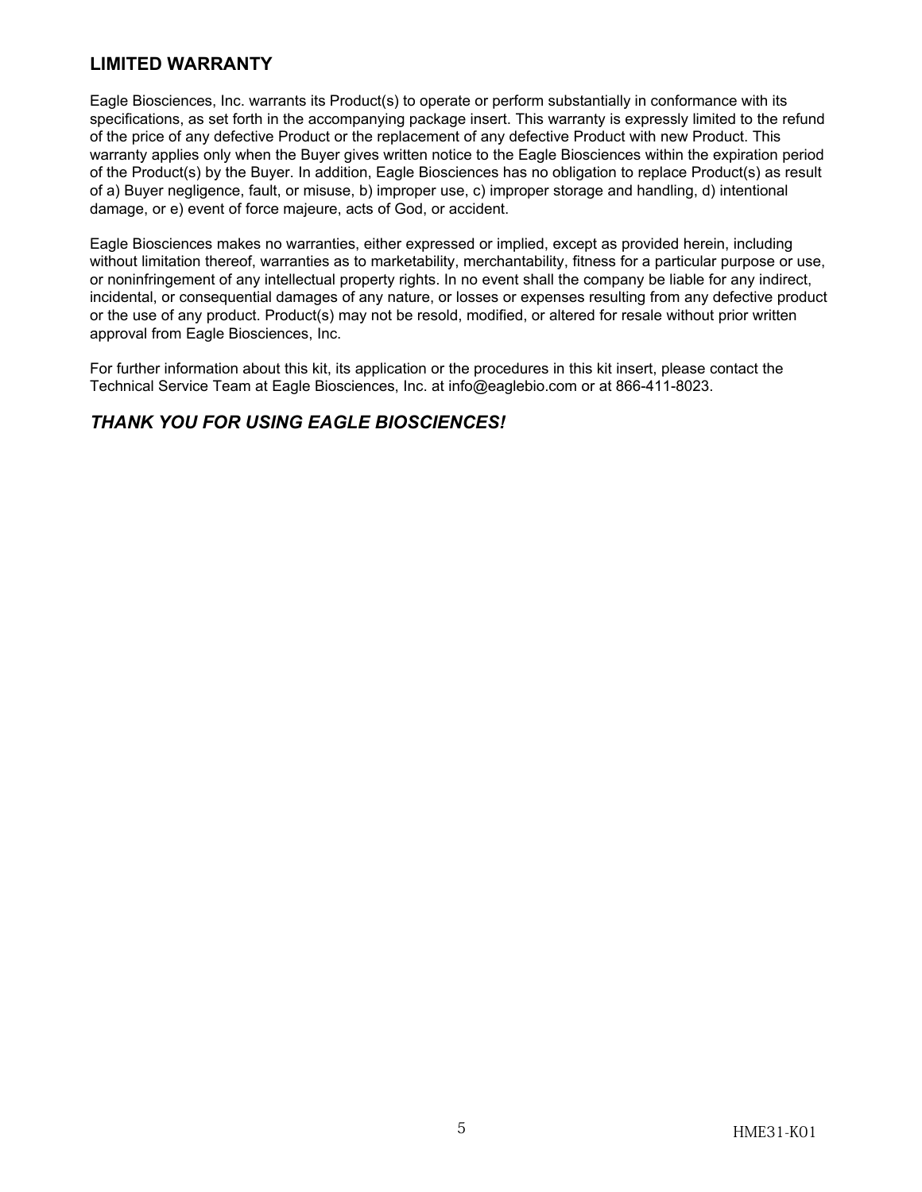## LIMITED WARRANTY

Eagle Biosciences, Inc. warrants its Product(s) to operate or perform substantially in conformance with its specifications, as set forth in the accompanying package insert. This warranty is expressly limited to the refund of the price of any defective Product or the replacement of any defective Product with new Product. This warranty applies only when the Buyer gives written notice to the Eagle Biosciences within the expiration period of the Product(s) by the Buyer. In addition, Eagle Biosciences has no obligation to replace Product(s) as result of a) Buyer negligence, fault, or misuse, b) improper use, c) improper storage and handling, d) intentional damage, or e) event of force majeure, acts of God, or accident.

Eagle Biosciences makes no warranties, either expressed or implied, except as provided herein, including without limitation thereof, warranties as to marketability, merchantability, fitness for a particular purpose or use, or noninfringement of any intellectual property rights. In no event shall the company be liable for any indirect, incidental, or consequential damages of any nature, or losses or expenses resulting from any defective product or the use of any product. Product(s) may not be resold, modified, or altered for resale without prior written approval from Eagle Biosciences, Inc.

For further information about this kit, its application or the procedures in this kit insert, please contact the Technical Service Team at Eagle Biosciences, Inc. at info@eaglebio.com or at 866-411-8023.

***THANK YOU FOR USING EAGLE BIOSCIENCES!***